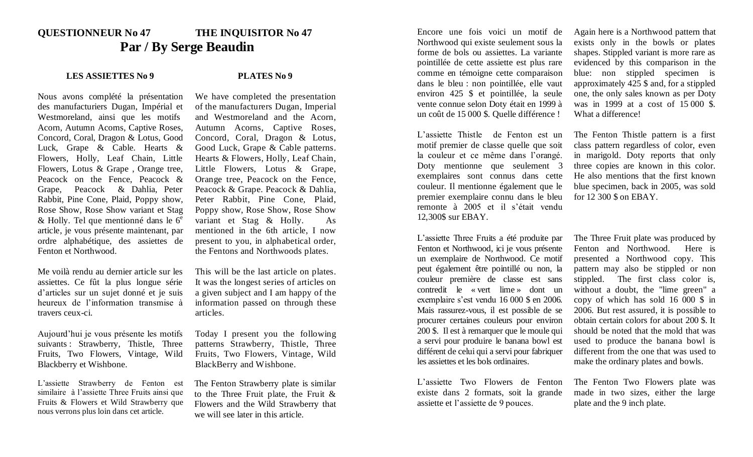## QUESTIONNEUR No 47 / THE INQUISITOR No 47

### Par / By Serge Beaudin

#### LES ASSIETTES No 9

Nous avons complété la présentation des manufacturiers Dugan, Impérial et Westmoreland, ainsi que les motifs Acorn, Autumn Acorns, Captive Roses, Concord, Coral, Dragon & Lotus, Good Luck, Grape & Cable. Hearts & Flowers, Holly, Leaf Chain, Little Flowers, Lotus & Grape , Orange tree, Peacock on the Fence, Peacock & Grape, Peacock & Dahlia, Peter Rabbit, Pine Cone, Plaid, Poppy show, Rose Show, Rose Show variant et Stag & Holly. Tel que mentionné dans le 6e article, je vous présente maintenant, par ordre alphabétique, des assiettes de Fenton et Northwood.

Me voilà rendu au dernier article sur les assiettes. Ce fût la plus longue série d'articles sur un sujet donné et je suis heureux de l'information transmise à travers ceux-ci.

Aujourd'hui je vous présente les motifs suivants : Strawberry, Thistle, Three Fruits, Two Flowers, Vintage, Wild Blackberry et Wishbone.

L'assiette Strawberry de Fenton est similaire à l'assiette Three Fruits ainsi que Fruits & Flowers et Wild Strawberry que nous verrons plus loin dans cet article.

Encore une fois voici un motif de Northwood qui existe seulement sous la forme de bols ou assiettes. La variante pointillée de cette assiette est plus rare comme en témoigne cette comparaison dans le bleu : non pointillée, elle vaut environ 425 $ et pointillée, la seule vente connue selon Doty était en 1999 à un coût de 15 000 $. Quelle différence !

L'assiette Thistle de Fenton est un motif premier de classe quelle que soit la couleur et ce même dans l'orangé. Doty mentionne que seulement 3 exemplaires sont connus dans cette couleur. Il mentionne également que le premier exemplaire connu dans le bleu remonte à 2005 et il s'était vendu 12,300$ sur EBAY.

L'assiette Three Fruits a été produite par Fenton et Northwood, ici je vous présente un exemplaire de Northwood. Ce motif peut également être pointillé ou non, la couleur première de classe est sans contredit le « vert lime » dont un exemplaire s'est vendu 16 000 $ en 2006. Mais rassurez-vous, il est possible de se procurer certaines couleurs pour environ 200 $. Il est à remarquer que le moule qui a servi pour produire le banana bowl est différent de celui qui a servi pour fabriquer les assiettes et les bols ordinaires.

L'assiette Two Flowers de Fenton existe dans 2 formats, soit la grande assiette et l'assiette de 9 pouces.

#### PLATES No 9

We have completed the presentation of the manufacturers Dugan, Imperial and Westmoreland and the Acorn, Autumn Acorns, Captive Roses, Concord, Coral, Dragon & Lotus, Good Luck, Grape & Cable patterns. Hearts & Flowers, Holly, Leaf Chain, Little Flowers, Lotus & Grape, Orange tree, Peacock on the Fence, Peacock & Grape. Peacock & Dahlia, Peter Rabbit, Pine Cone, Plaid, Poppy show, Rose Show, Rose Show variant et Stag & Holly. As mentioned in the 6th article, I now present to you, in alphabetical order, the Fentons and Northwoods plates.

This will be the last article on plates. It was the longest series of articles on a given subject and I am happy of the information passed on through these articles.

Today I present you the following patterns Strawberry, Thistle, Three Fruits, Two Flowers, Vintage, Wild BlackBerry and Wishbone.

The Fenton Strawberry plate is similar to the Three Fruit plate, the Fruit & Flowers and the Wild Strawberry that we will see later in this article.

Again here is a Northwood pattern that exists only in the bowls or plates shapes. Stippled variant is more rare as evidenced by this comparison in the blue: non stippled specimen is approximately 425 $ and, for a stippled one, the only sales known as per Doty was in 1999 at a cost of 15 000 $. What a difference!

The Fenton Thistle pattern is a first class pattern regardless of color, even in marigold. Doty reports that only three copies are known in this color. He also mentions that the first known blue specimen, back in 2005, was sold for 12 300 $ on EBAY.

The Three Fruit plate was produced by Fenton and Northwood. Here is presented a Northwood copy. This pattern may also be stippled or non stippled. The first class color is, without a doubt, the "lime green" a copy of which has sold 16 000 $ in 2006. But rest assured, it is possible to obtain certain colors for about 200 $. It should be noted that the mold that was used to produce the banana bowl is different from the one that was used to make the ordinary plates and bowls.

The Fenton Two Flowers plate was made in two sizes, either the large plate and the 9 inch plate.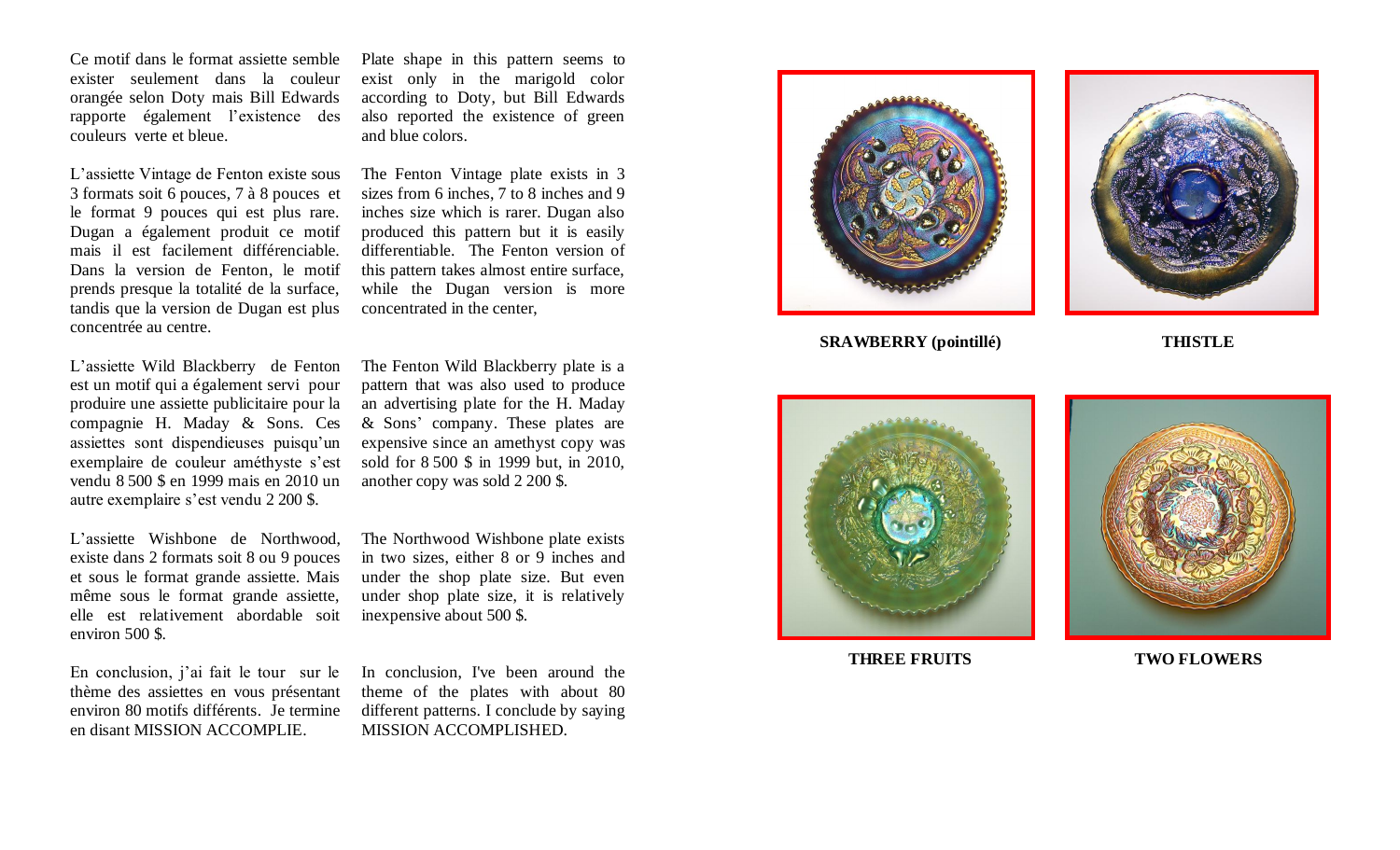Ce motif dans le format assiette semble exister seulement dans la couleur orangée selon Doty mais Bill Edwards rapporte également l'existence des couleurs verte et bleue.

Plate shape in this pattern seems to exist only in the marigold color according to Doty, but Bill Edwards also reported the existence of green and blue colors.

L'assiette Vintage de Fenton existe sous 3 formats soit 6 pouces, 7 à 8 pouces et le format 9 pouces qui est plus rare. Dugan a également produit ce motif mais il est facilement différenciable. Dans la version de Fenton, le motif prends presque la totalité de la surface, tandis que la version de Dugan est plus concentrée au centre.

The Fenton Vintage plate exists in 3 sizes from 6 inches, 7 to 8 inches and 9 inches size which is rarer. Dugan also produced this pattern but it is easily differentiable. The Fenton version of this pattern takes almost entire surface, while the Dugan version is more concentrated in the center,

L'assiette Wild Blackberry de Fenton est un motif qui a également servi pour produire une assiette publicitaire pour la compagnie H. Maday & Sons. Ces assiettes sont dispendieuses puisqu'un exemplaire de couleur améthyste s'est vendu 8 500 $ en 1999 mais en 2010 un autre exemplaire s'est vendu 2 200 $.

The Fenton Wild Blackberry plate is a pattern that was also used to produce an advertising plate for the H. Maday & Sons' company. These plates are expensive since an amethyst copy was sold for 8 500 $ in 1999 but, in 2010, another copy was sold 2 200 $.

L'assiette Wishbone de Northwood, existe dans 2 formats soit 8 ou 9 pouces et sous le format grande assiette. Mais même sous le format grande assiette, elle est relativement abordable soit environ 500 $.

The Northwood Wishbone plate exists in two sizes, either 8 or 9 inches and under the shop plate size. But even under shop plate size, it is relatively inexpensive about 500 $.

En conclusion, j'ai fait le tour sur le thème des assiettes en vous présentant environ 80 motifs différents. Je termine en disant MISSION ACCOMPLIE.

In conclusion, I've been around the theme of the plates with about 80 different patterns. I conclude by saying MISSION ACCOMPLISHED.

**SRAWBERRY (pointillé)**

**THISTLE**

**THREE FRUITS**

**TWO FLOWERS**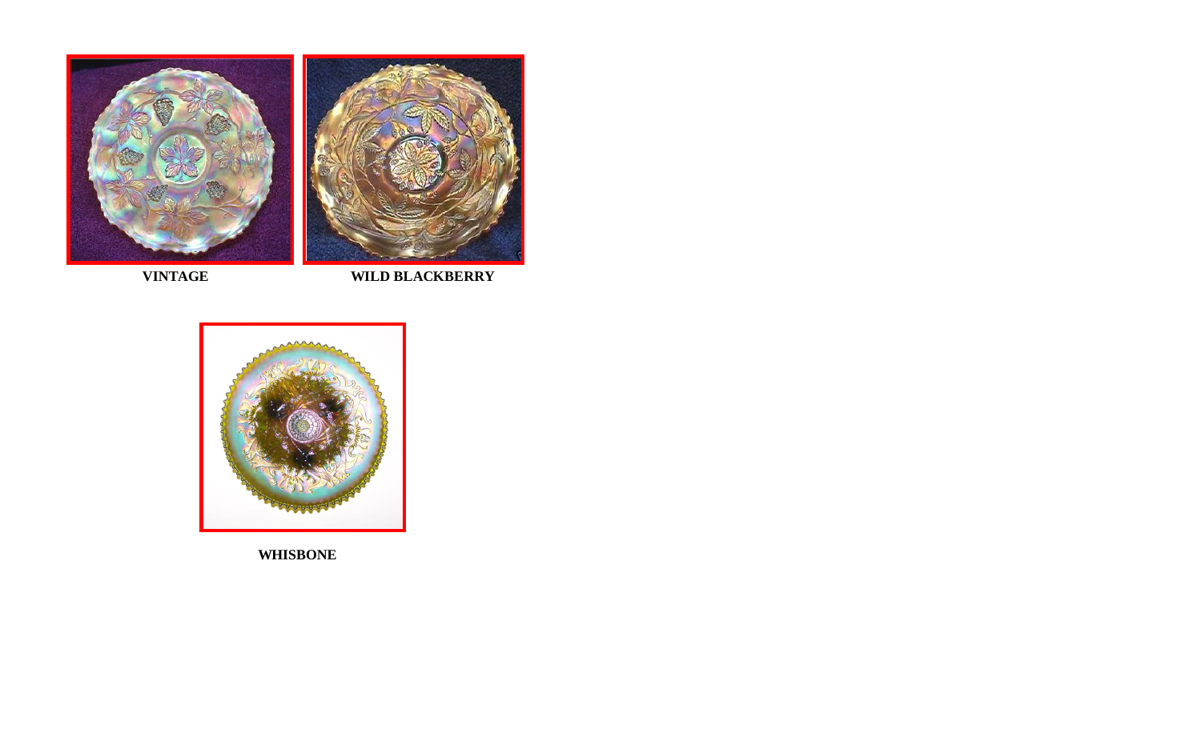**VINTAGE**

**WILD BLACKBERRY**

**WHISBONE**